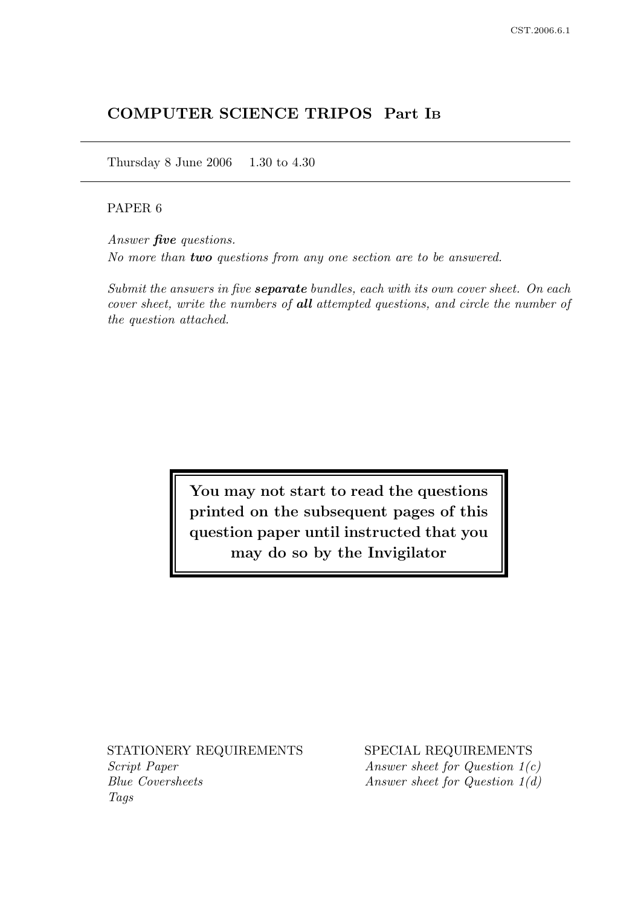# COMPUTER SCIENCE TRIPOS Part IB

Thursday 8 June 2006 1.30 to 4.30

PAPER 6

*Answer **five** questions.*

*No more than **two** questions from any one section are to be answered.*

*Submit the answers in five **separate** bundles, each with its own cover sheet. On each cover sheet, write the numbers of **all** attempted questions, and circle the number of the question attached.*

**You may not start to read the questions printed on the subsequent pages of this question paper until instructed that you may do so by the Invigilator**

STATIONERY REQUIREMENTS

*Script Paper*

*Blue Coversheets*

*Tags*

SPECIAL REQUIREMENTS

*Answer sheet for Question 1(c)*

*Answer sheet for Question 1(d)*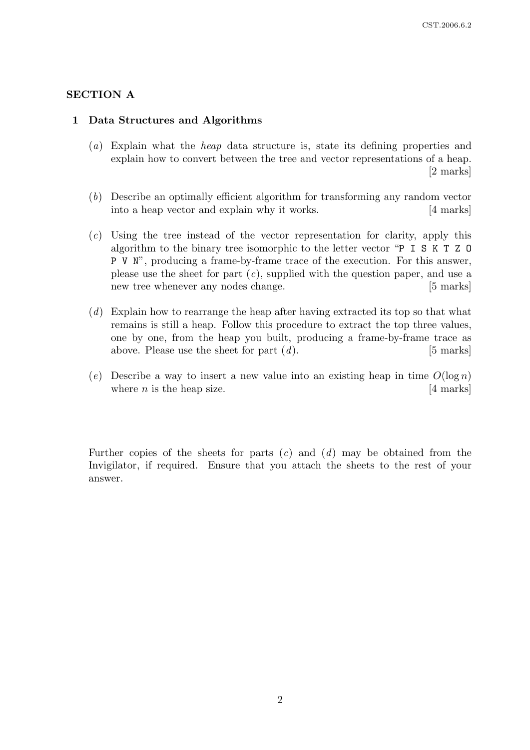## SECTION A

### 1 Data Structures and Algorithms

(*a*) Explain what the *heap* data structure is, state its defining properties and explain how to convert between the tree and vector representations of a heap. [2 marks]

(*b*) Describe an optimally efficient algorithm for transforming any random vector into a heap vector and explain why it works. [4 marks]

(*c*) Using the tree instead of the vector representation for clarity, apply this algorithm to the binary tree isomorphic to the letter vector "`P I S K T Z O P V N`", producing a frame-by-frame trace of the execution. For this answer, please use the sheet for part (*c*), supplied with the question paper, and use a new tree whenever any nodes change. [5 marks]

(*d*) Explain how to rearrange the heap after having extracted its top so that what remains is still a heap. Follow this procedure to extract the top three values, one by one, from the heap you built, producing a frame-by-frame trace as above. Please use the sheet for part (*d*). [5 marks]

(*e*) Describe a way to insert a new value into an existing heap in time $O(\log n)$ where $n$ is the heap size. [4 marks]

Further copies of the sheets for parts (*c*) and (*d*) may be obtained from the Invigilator, if required. Ensure that you attach the sheets to the rest of your answer.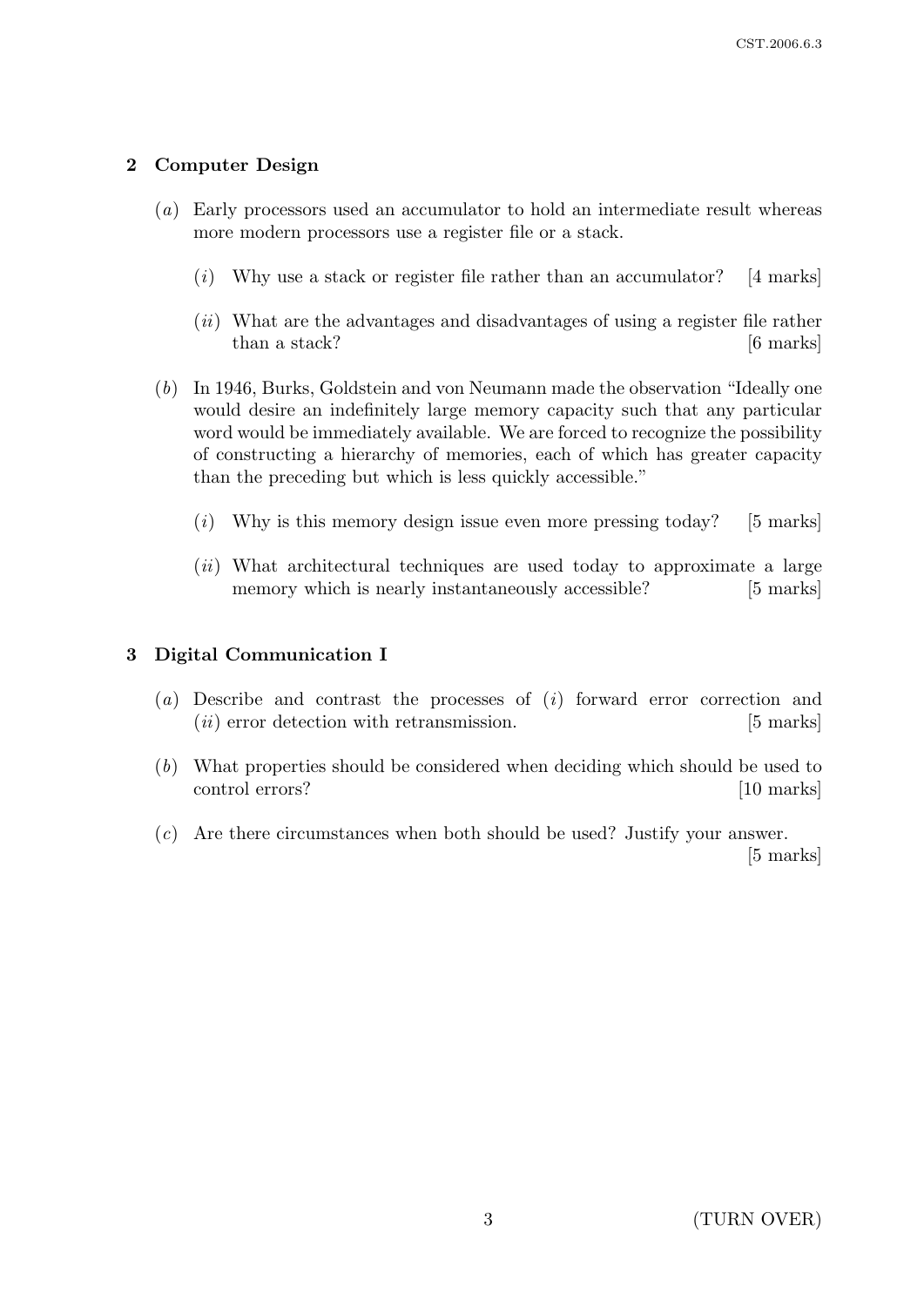## 2 Computer Design

(*a*) Early processors used an accumulator to hold an intermediate result whereas more modern processors use a register file or a stack.

(*i*) Why use a stack or register file rather than an accumulator? [4 marks]

(*ii*) What are the advantages and disadvantages of using a register file rather than a stack? [6 marks]

(*b*) In 1946, Burks, Goldstein and von Neumann made the observation "Ideally one would desire an indefinitely large memory capacity such that any particular word would be immediately available. We are forced to recognize the possibility of constructing a hierarchy of memories, each of which has greater capacity than the preceding but which is less quickly accessible."

(*i*) Why is this memory design issue even more pressing today? [5 marks]

(*ii*) What architectural techniques are used today to approximate a large memory which is nearly instantaneously accessible? [5 marks]

## 3 Digital Communication I

(*a*) Describe and contrast the processes of (*i*) forward error correction and (*ii*) error detection with retransmission. [5 marks]

(*b*) What properties should be considered when deciding which should be used to control errors? [10 marks]

(*c*) Are there circumstances when both should be used? Justify your answer. [5 marks]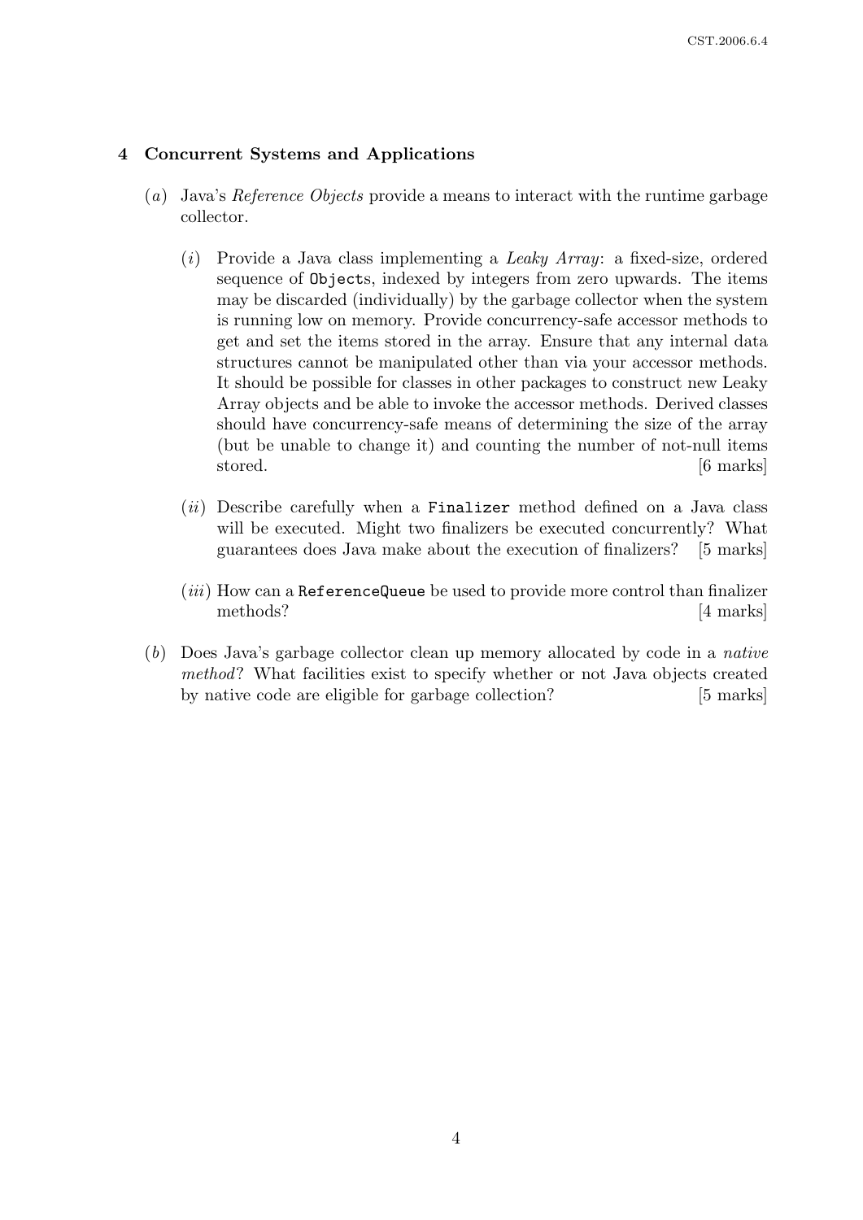## 4 Concurrent Systems and Applications

(*a*) Java's *Reference Objects* provide a means to interact with the runtime garbage collector.

(*i*) Provide a Java class implementing a *Leaky Array*: a fixed-size, ordered sequence of `Object`s, indexed by integers from zero upwards. The items may be discarded (individually) by the garbage collector when the system is running low on memory. Provide concurrency-safe accessor methods to get and set the items stored in the array. Ensure that any internal data structures cannot be manipulated other than via your accessor methods. It should be possible for classes in other packages to construct new Leaky Array objects and be able to invoke the accessor methods. Derived classes should have concurrency-safe means of determining the size of the array (but be unable to change it) and counting the number of not-null items stored. [6 marks]

(*ii*) Describe carefully when a `Finalizer` method defined on a Java class will be executed. Might two finalizers be executed concurrently? What guarantees does Java make about the execution of finalizers? [5 marks]

(*iii*) How can a `ReferenceQueue` be used to provide more control than finalizer methods? [4 marks]

(*b*) Does Java's garbage collector clean up memory allocated by code in a *native method*? What facilities exist to specify whether or not Java objects created by native code are eligible for garbage collection? [5 marks]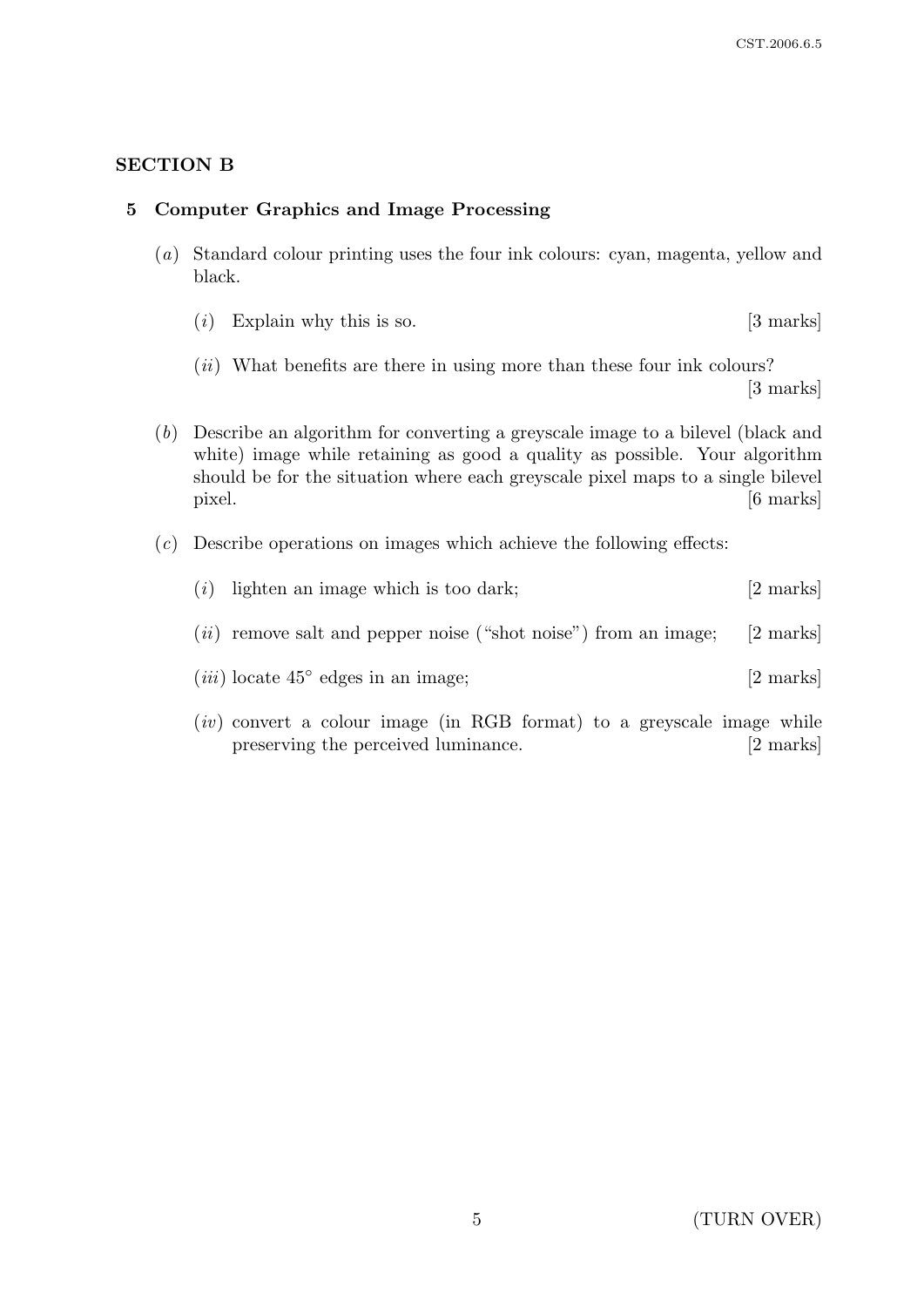## SECTION B

### 5 Computer Graphics and Image Processing

(*a*) Standard colour printing uses the four ink colours: cyan, magenta, yellow and black.

(*i*) Explain why this is so. [3 marks]

(*ii*) What benefits are there in using more than these four ink colours? [3 marks]

(*b*) Describe an algorithm for converting a greyscale image to a bilevel (black and white) image while retaining as good a quality as possible. Your algorithm should be for the situation where each greyscale pixel maps to a single bilevel pixel. [6 marks]

(*c*) Describe operations on images which achieve the following effects:

(*i*) lighten an image which is too dark; [2 marks]

(*ii*) remove salt and pepper noise ("shot noise") from an image; [2 marks]

(*iii*) locate 45° edges in an image; [2 marks]

(*iv*) convert a colour image (in RGB format) to a greyscale image while preserving the perceived luminance. [2 marks]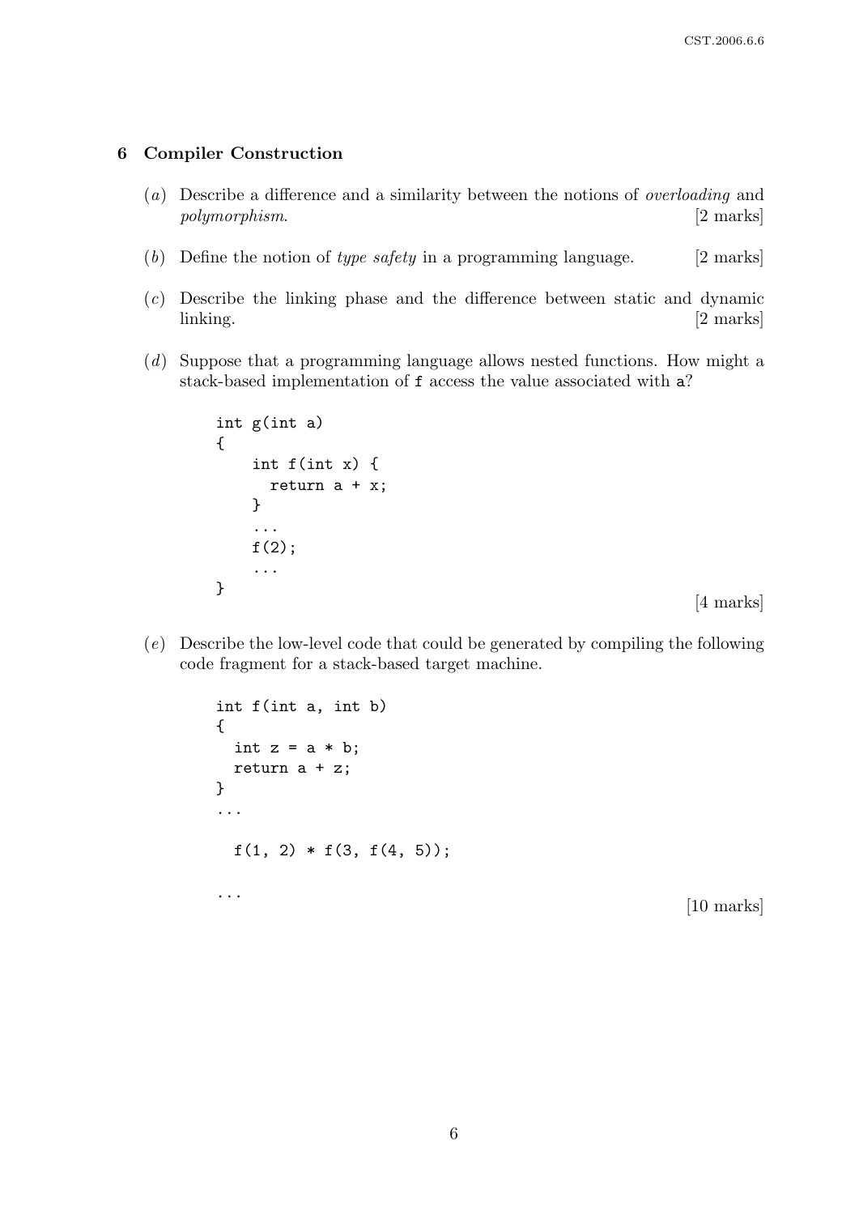## 6 Compiler Construction

(*a*) Describe a difference and a similarity between the notions of *overloading* and *polymorphism*. [2 marks]

(*b*) Define the notion of *type safety* in a programming language. [2 marks]

(*c*) Describe the linking phase and the difference between static and dynamic linking. [2 marks]

(*d*) Suppose that a programming language allows nested functions. How might a stack-based implementation of `f` access the value associated with `a`?

```
int g(int a)
{
    int f(int x) {
      return a + x;
    }
    ...
    f(2);
    ...
}
```

[4 marks]

(*e*) Describe the low-level code that could be generated by compiling the following code fragment for a stack-based target machine.

```
int f(int a, int b)
{
  int z = a * b;
  return a + z;
}
...

  f(1, 2) * f(3, f(4, 5));

...
```

[10 marks]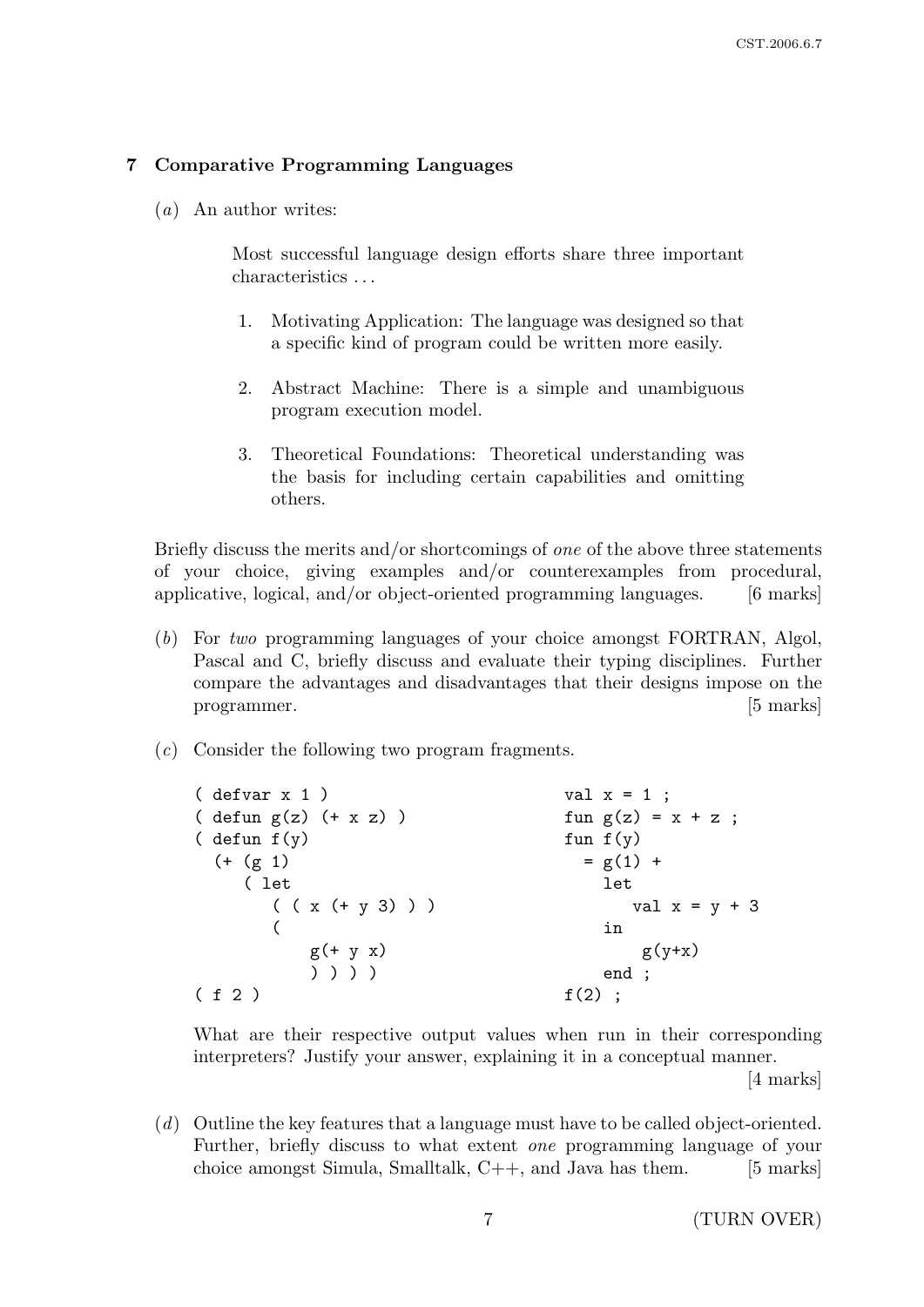## 7 Comparative Programming Languages

(*a*) An author writes:

> Most successful language design efforts share three important characteristics . . .
>
> 1. Motivating Application: The language was designed so that a specific kind of program could be written more easily.
>
> 2. Abstract Machine: There is a simple and unambiguous program execution model.
>
> 3. Theoretical Foundations: Theoretical understanding was the basis for including certain capabilities and omitting others.

Briefly discuss the merits and/or shortcomings of *one* of the above three statements of your choice, giving examples and/or counterexamples from procedural, applicative, logical, and/or object-oriented programming languages. [6 marks]

(*b*) For *two* programming languages of your choice amongst FORTRAN, Algol, Pascal and C, briefly discuss and evaluate their typing disciplines. Further compare the advantages and disadvantages that their designs impose on the programmer. [5 marks]

(*c*) Consider the following two program fragments.

```
( defvar x 1 )
( defun g(z) (+ x z) )
( defun f(y)
  (+ (g 1)
     ( let
         ( ( x (+ y 3) ) )
         (
             g(+ y x)
             ) ) ) )
( f 2 )
```

```
val x = 1 ;
fun g(z) = x + z ;
fun f(y)
  = g(1) +
    let
       val x = y + 3
    in
       g(y+x)
    end ;
f(2) ;
```

What are their respective output values when run in their corresponding interpreters? Justify your answer, explaining it in a conceptual manner. [4 marks]

(*d*) Outline the key features that a language must have to be called object-oriented. Further, briefly discuss to what extent *one* programming language of your choice amongst Simula, Smalltalk, C++, and Java has them. [5 marks]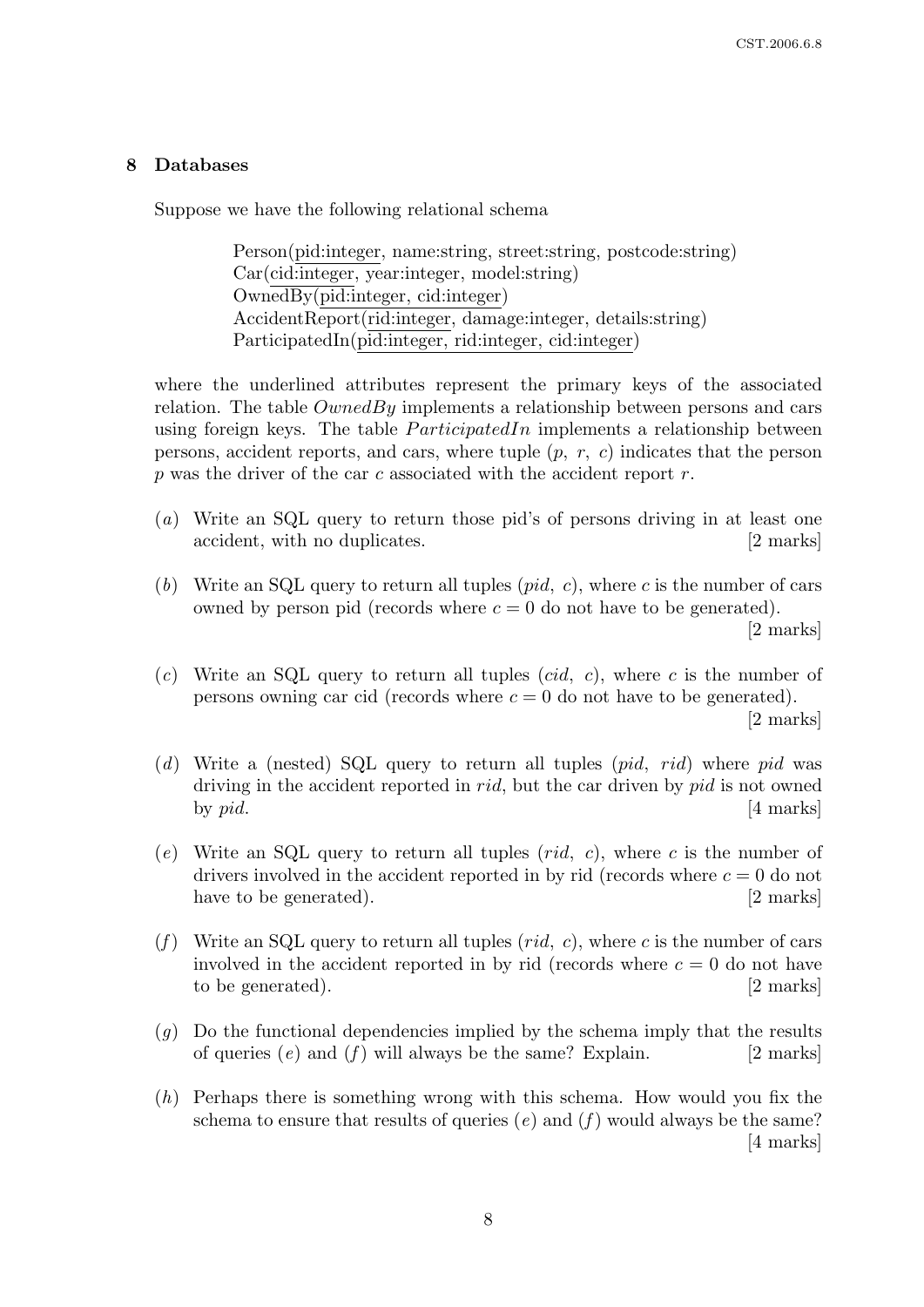## 8 Databases

Suppose we have the following relational schema

> Person(<u>pid:integer</u>, name:string, street:string, postcode:string)
> Car(<u>cid:integer</u>, year:integer, model:string)
> OwnedBy(<u>pid:integer, cid:integer</u>)
> AccidentReport(<u>rid:integer</u>, damage:integer, details:string)
> ParticipatedIn(<u>pid:integer, rid:integer, cid:integer</u>)

where the underlined attributes represent the primary keys of the associated relation. The table *OwnedBy* implements a relationship between persons and cars using foreign keys. The table *ParticipatedIn* implements a relationship between persons, accident reports, and cars, where tuple ($p$, $r$, $c$) indicates that the person $p$ was the driver of the car $c$ associated with the accident report $r$.

(*a*) Write an SQL query to return those pid's of persons driving in at least one accident, with no duplicates. [2 marks]

(*b*) Write an SQL query to return all tuples ($pid$, $c$), where $c$ is the number of cars owned by person pid (records where $c = 0$ do not have to be generated). [2 marks]

(*c*) Write an SQL query to return all tuples ($cid$, $c$), where $c$ is the number of persons owning car cid (records where $c = 0$ do not have to be generated). [2 marks]

(*d*) Write a (nested) SQL query to return all tuples ($pid$, $rid$) where $pid$ was driving in the accident reported in $rid$, but the car driven by $pid$ is not owned by $pid$. [4 marks]

(*e*) Write an SQL query to return all tuples ($rid$, $c$), where $c$ is the number of drivers involved in the accident reported in by rid (records where $c = 0$ do not have to be generated). [2 marks]

(*f*) Write an SQL query to return all tuples ($rid$, $c$), where $c$ is the number of cars involved in the accident reported in by rid (records where $c = 0$ do not have to be generated). [2 marks]

(*g*) Do the functional dependencies implied by the schema imply that the results of queries (*e*) and (*f*) will always be the same? Explain. [2 marks]

(*h*) Perhaps there is something wrong with this schema. How would you fix the schema to ensure that results of queries (*e*) and (*f*) would always be the same? [4 marks]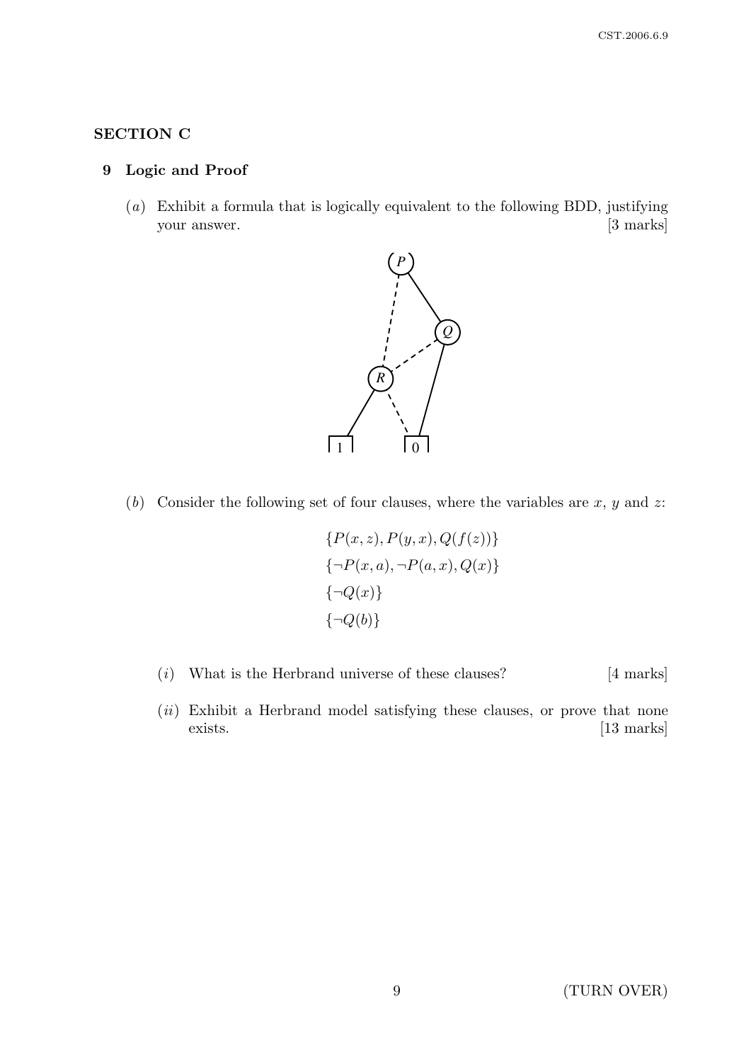## SECTION C

### 9 Logic and Proof

(*a*) Exhibit a formula that is logically equivalent to the following BDD, justifying your answer. [3 marks]

(*b*) Consider the following set of four clauses, where the variables are $x$, $y$ and $z$:

$$\{P(x,z), P(y,x), Q(f(z))\}$$

$$\{\neg P(x,a), \neg P(a,x), Q(x)\}$$

$$\{\neg Q(x)\}$$

$$\{\neg Q(b)\}$$

(*i*) What is the Herbrand universe of these clauses? [4 marks]

(*ii*) Exhibit a Herbrand model satisfying these clauses, or prove that none exists. [13 marks]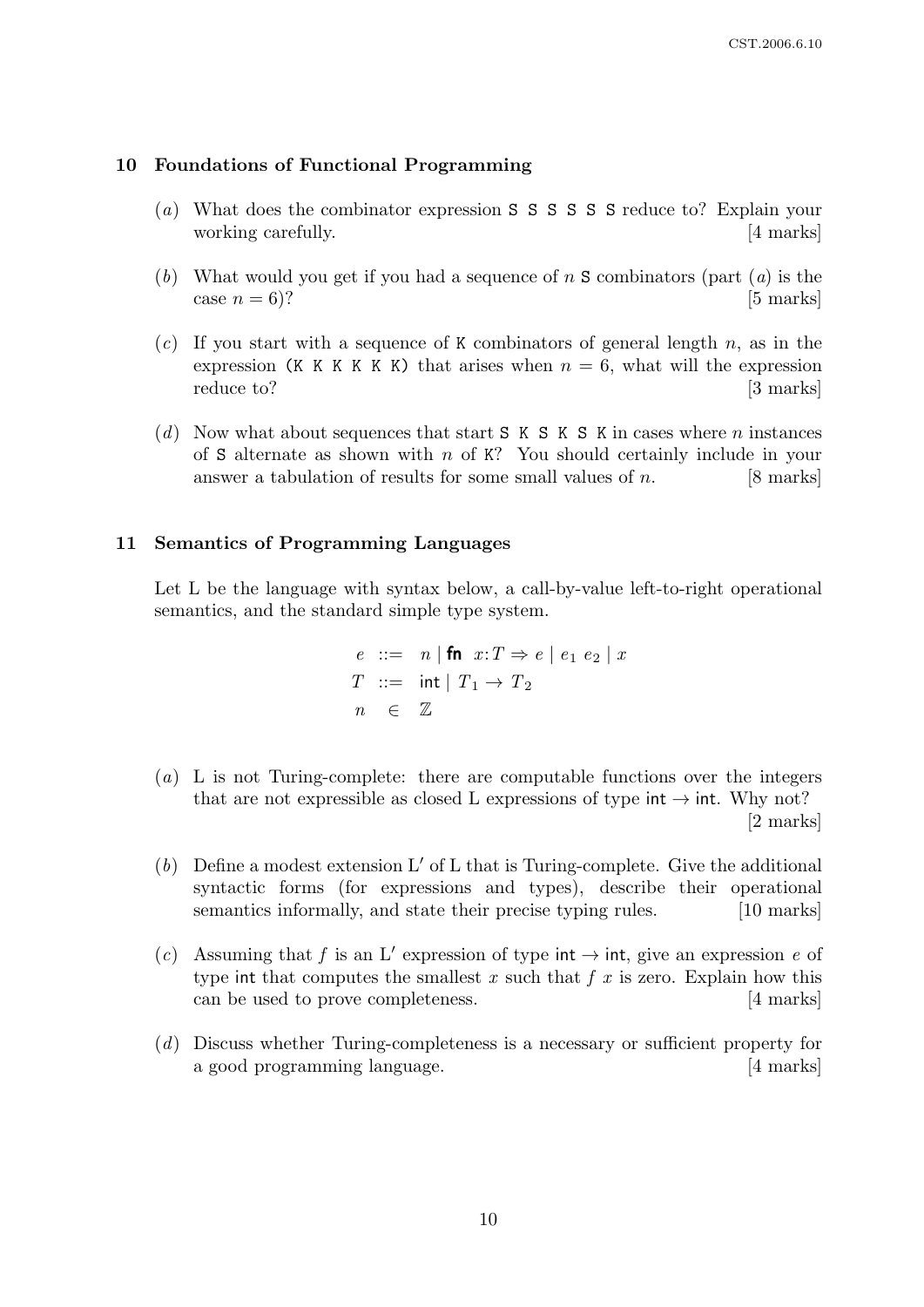## 10 Foundations of Functional Programming

(*a*) What does the combinator expression `S S S S S S` reduce to? Explain your working carefully. [4 marks]

(*b*) What would you get if you had a sequence of $n$ `S` combinators (part (*a*) is the case $n = 6$)? [5 marks]

(*c*) If you start with a sequence of `K` combinators of general length $n$, as in the expression `(K K K K K K)` that arises when $n = 6$, what will the expression reduce to? [3 marks]

(*d*) Now what about sequences that start `S K S K S K` in cases where $n$ instances of `S` alternate as shown with $n$ of `K`? You should certainly include in your answer a tabulation of results for some small values of $n$. [8 marks]

## 11 Semantics of Programming Languages

Let L be the language with syntax below, a call-by-value left-to-right operational semantics, and the standard simple type system.

$$
\begin{aligned}
e \ &::= \ n \mid \textbf{fn} \ x{:}T \Rightarrow e \mid e_1 \ e_2 \mid x \\
T \ &::= \ \mathsf{int} \mid T_1 \rightarrow T_2 \\
n \ &\in \ \mathbb{Z}
\end{aligned}
$$

(*a*) L is not Turing-complete: there are computable functions over the integers that are not expressible as closed L expressions of type $\mathsf{int} \rightarrow \mathsf{int}$. Why not? [2 marks]

(*b*) Define a modest extension L′ of L that is Turing-complete. Give the additional syntactic forms (for expressions and types), describe their operational semantics informally, and state their precise typing rules. [10 marks]

(*c*) Assuming that $f$ is an L′ expression of type $\mathsf{int} \rightarrow \mathsf{int}$, give an expression $e$ of type $\mathsf{int}$ that computes the smallest $x$ such that $f \ x$ is zero. Explain how this can be used to prove completeness. [4 marks]

(*d*) Discuss whether Turing-completeness is a necessary or sufficient property for a good programming language. [4 marks]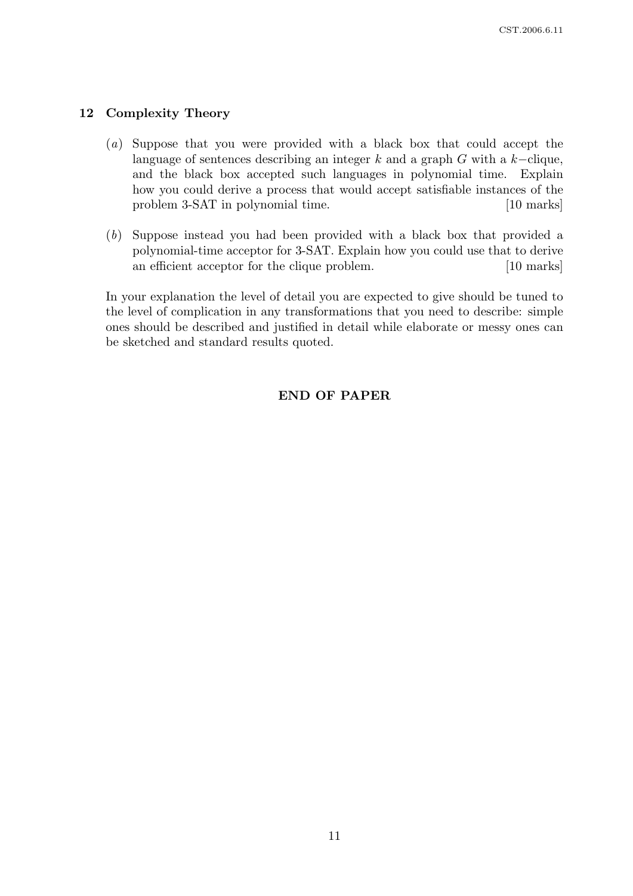## 12 Complexity Theory

(*a*) Suppose that you were provided with a black box that could accept the language of sentences describing an integer $k$ and a graph $G$ with a $k-$clique, and the black box accepted such languages in polynomial time. Explain how you could derive a process that would accept satisfiable instances of the problem 3-SAT in polynomial time. [10 marks]

(*b*) Suppose instead you had been provided with a black box that provided a polynomial-time acceptor for 3-SAT. Explain how you could use that to derive an efficient acceptor for the clique problem. [10 marks]

In your explanation the level of detail you are expected to give should be tuned to the level of complication in any transformations that you need to describe: simple ones should be described and justified in detail while elaborate or messy ones can be sketched and standard results quoted.

**END OF PAPER**